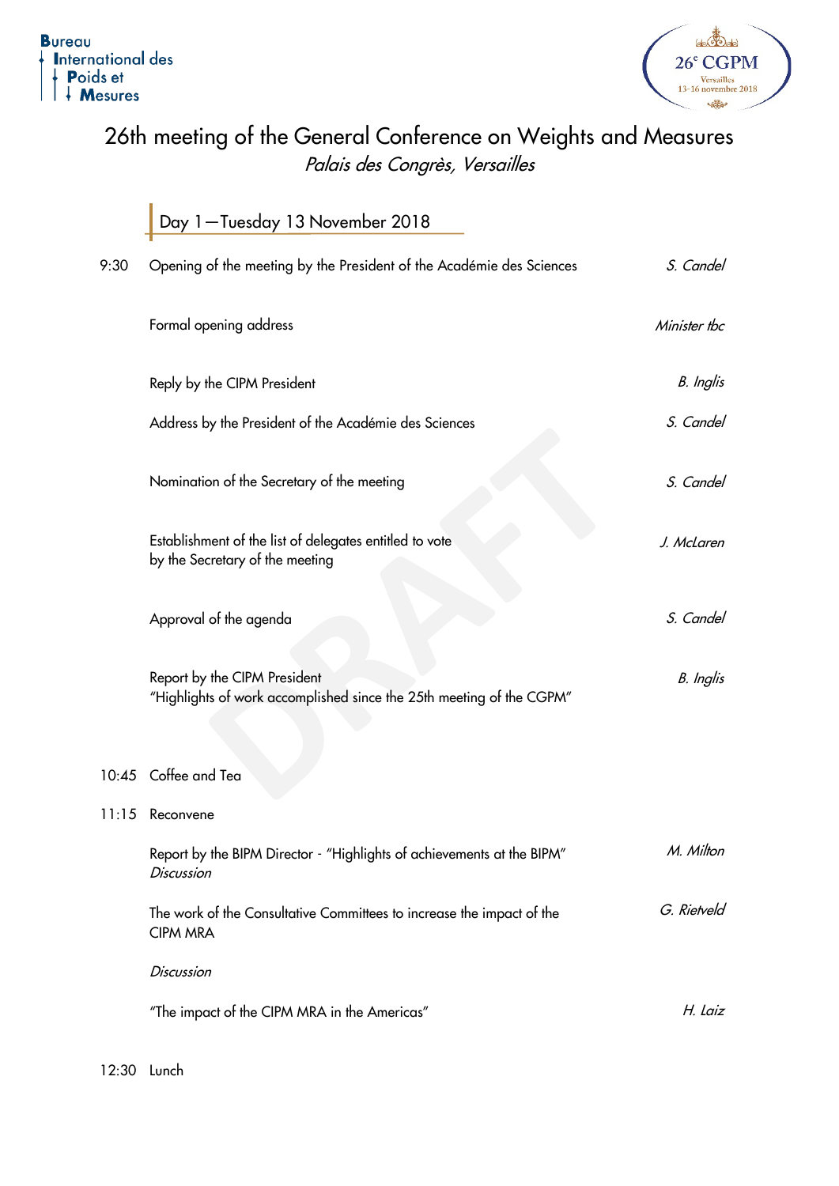Bureau International des Poids et Mesures

26ᵉ CGPM
Versailles
13-16 novembre 2018

# 26th meeting of the General Conference on Weights and Measures

*Palais des Congrès, Versailles*

DRAFT

## Day 1—Tuesday 13 November 2018

| | | |
|---|---|---|
| 9:30 | Opening of the meeting by the President of the Académie des Sciences | *S. Candel* |
| | Formal opening address | *Minister tbc* |
| | Reply by the CIPM President | *B. Inglis* |
| | Address by the President of the Académie des Sciences | *S. Candel* |
| | Nomination of the Secretary of the meeting | *S. Candel* |
| | Establishment of the list of delegates entitled to vote by the Secretary of the meeting | *J. McLaren* |
| | Approval of the agenda | *S. Candel* |
| | Report by the CIPM President<br>"Highlights of work accomplished since the 25th meeting of the CGPM" | *B. Inglis* |
| 10:45 | Coffee and Tea | |
| 11:15 | Reconvene | |
| | Report by the BIPM Director - "Highlights of achievements at the BIPM"<br>*Discussion* | *M. Milton* |
| | The work of the Consultative Committees to increase the impact of the CIPM MRA | *G. Rietveld* |
| | *Discussion* | |
| | "The impact of the CIPM MRA in the Americas" | *H. Laiz* |
| 12:30 | Lunch | |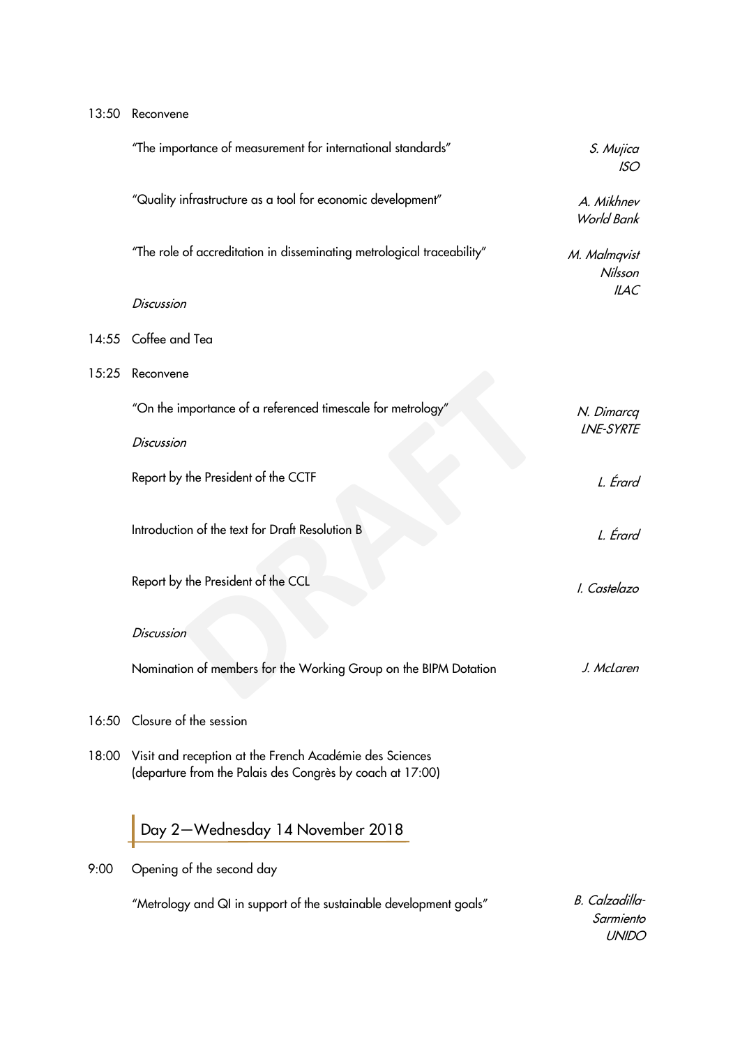13:50 Reconvene

"The importance of measurement for international standards" — *S. Mujica, ISO*

"Quality infrastructure as a tool for economic development" — *A. Mikhnev, World Bank*

"The role of accreditation in disseminating metrological traceability" — *M. Malmqvist Nilsson, ILAC*

*Discussion*

14:55 Coffee and Tea

15:25 Reconvene

"On the importance of a referenced timescale for metrology" — *N. Dimarcq, LNE-SYRTE*

*Discussion*

Report by the President of the CCTF — *L. Érard*

Introduction of the text for Draft Resolution B — *L. Érard*

Report by the President of the CCL — *I. Castelazo*

*Discussion*

Nomination of members for the Working Group on the BIPM Dotation — *J. McLaren*

16:50 Closure of the session

18:00 Visit and reception at the French Académie des Sciences
(departure from the Palais des Congrès by coach at 17:00)

## Day 2—Wednesday 14 November 2018

9:00 Opening of the second day

"Metrology and QI in support of the sustainable development goals" — *B. Calzadilla-Sarmiento, UNIDO*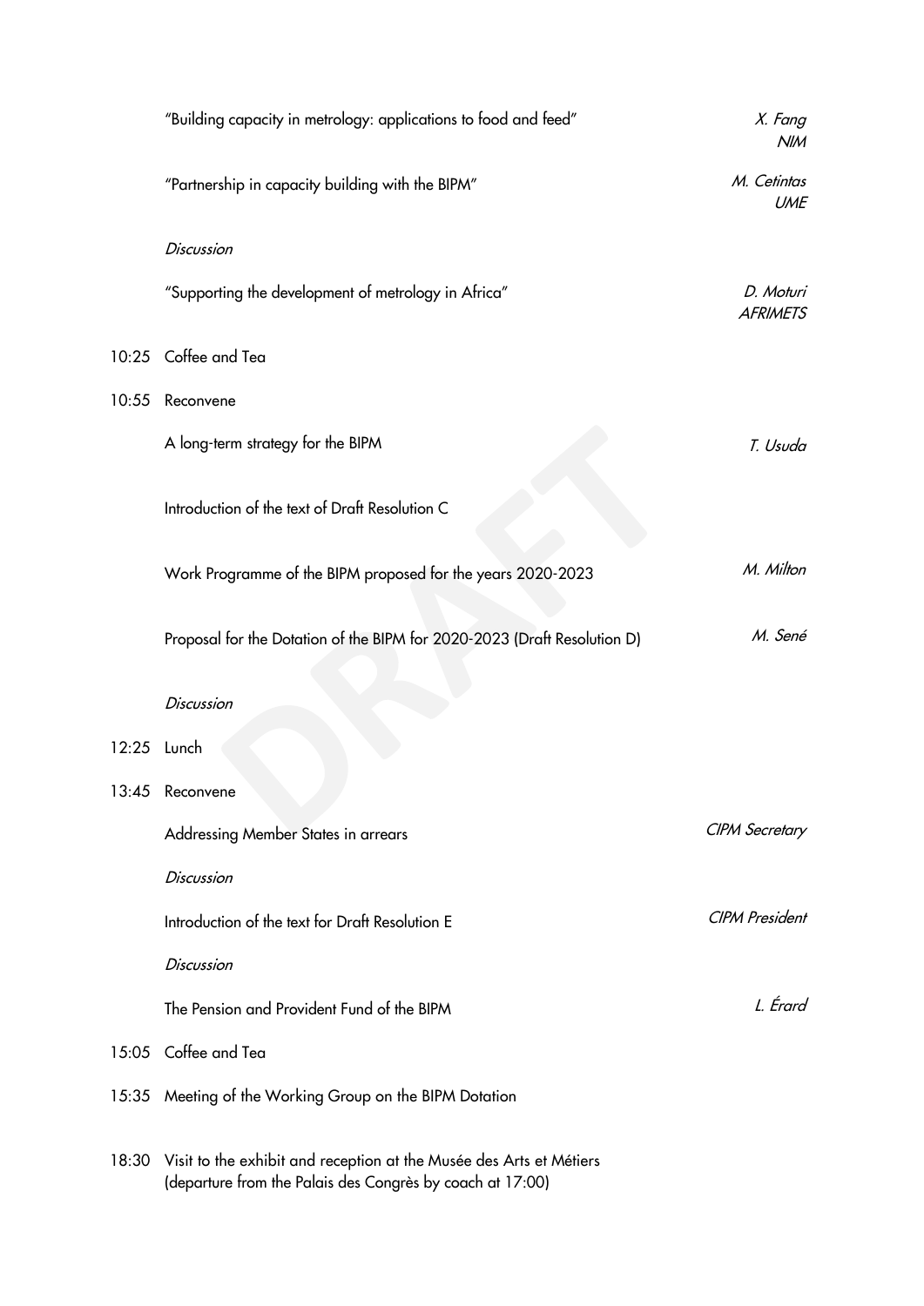| | | |
|---|---|---|
| | "Building capacity in metrology: applications to food and feed" | *X. Fang*<br>*NIM* |
| | "Partnership in capacity building with the BIPM" | *M. Cetintas*<br>*UME* |
| | *Discussion* | |
| | "Supporting the development of metrology in Africa" | *D. Moturi*<br>*AFRIMETS* |
| 10:25 | Coffee and Tea | |
| 10:55 | Reconvene | |
| | A long-term strategy for the BIPM | *T. Usuda* |
| | Introduction of the text of Draft Resolution C | |
| | Work Programme of the BIPM proposed for the years 2020-2023 | *M. Milton* |
| | Proposal for the Dotation of the BIPM for 2020-2023 (Draft Resolution D) | *M. Sené* |
| | *Discussion* | |
| 12:25 | Lunch | |
| 13:45 | Reconvene | |
| | Addressing Member States in arrears | *CIPM Secretary* |
| | *Discussion* | |
| | Introduction of the text for Draft Resolution E | *CIPM President* |
| | *Discussion* | |
| | The Pension and Provident Fund of the BIPM | *L. Érard* |
| 15:05 | Coffee and Tea | |
| 15:35 | Meeting of the Working Group on the BIPM Dotation | |
| 18:30 | Visit to the exhibit and reception at the Musée des Arts et Métiers (departure from the Palais des Congrès by coach at 17:00) | |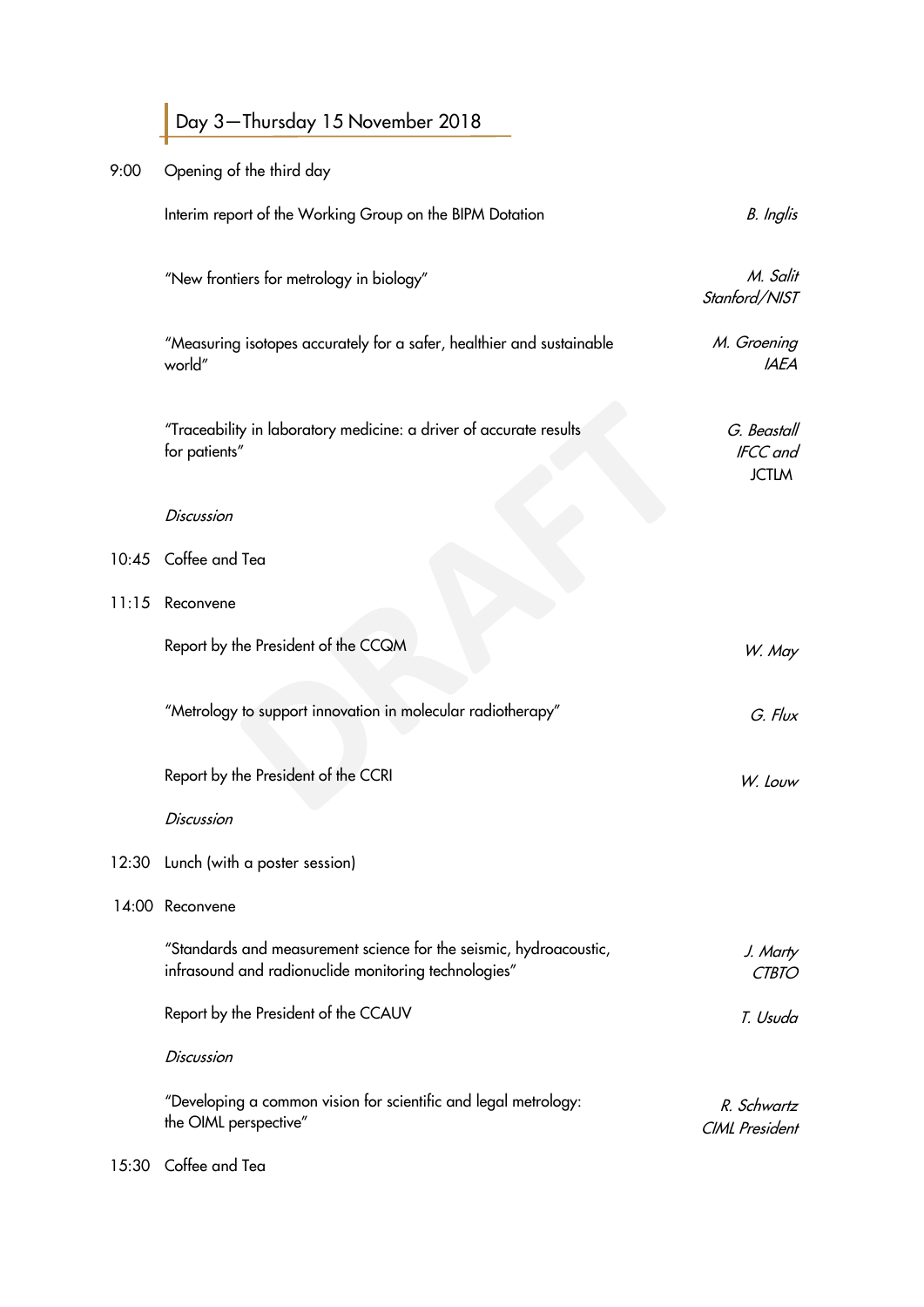## Day 3—Thursday 15 November 2018

| | | |
|---|---|---|
| 9:00 | Opening of the third day | |
| | Interim report of the Working Group on the BIPM Dotation | *B. Inglis* |
| | "New frontiers for metrology in biology" | *M. Salit Stanford/NIST* |
| | "Measuring isotopes accurately for a safer, healthier and sustainable world" | *M. Groening IAEA* |
| | "Traceability in laboratory medicine: a driver of accurate results for patients" | *G. Beastall IFCC and* JCTLM |
| | *Discussion* | |
| 10:45 | Coffee and Tea | |
| 11:15 | Reconvene | |
| | Report by the President of the CCQM | *W. May* |
| | "Metrology to support innovation in molecular radiotherapy" | *G. Flux* |
| | Report by the President of the CCRI | *W. Louw* |
| | *Discussion* | |
| 12:30 | Lunch (with a poster session) | |
| 14:00 | Reconvene | |
| | "Standards and measurement science for the seismic, hydroacoustic, infrasound and radionuclide monitoring technologies" | *J. Marty CTBTO* |
| | Report by the President of the CCAUV | *T. Usuda* |
| | *Discussion* | |
| | "Developing a common vision for scientific and legal metrology: the OIML perspective" | *R. Schwartz CIML President* |
| 15:30 | Coffee and Tea | |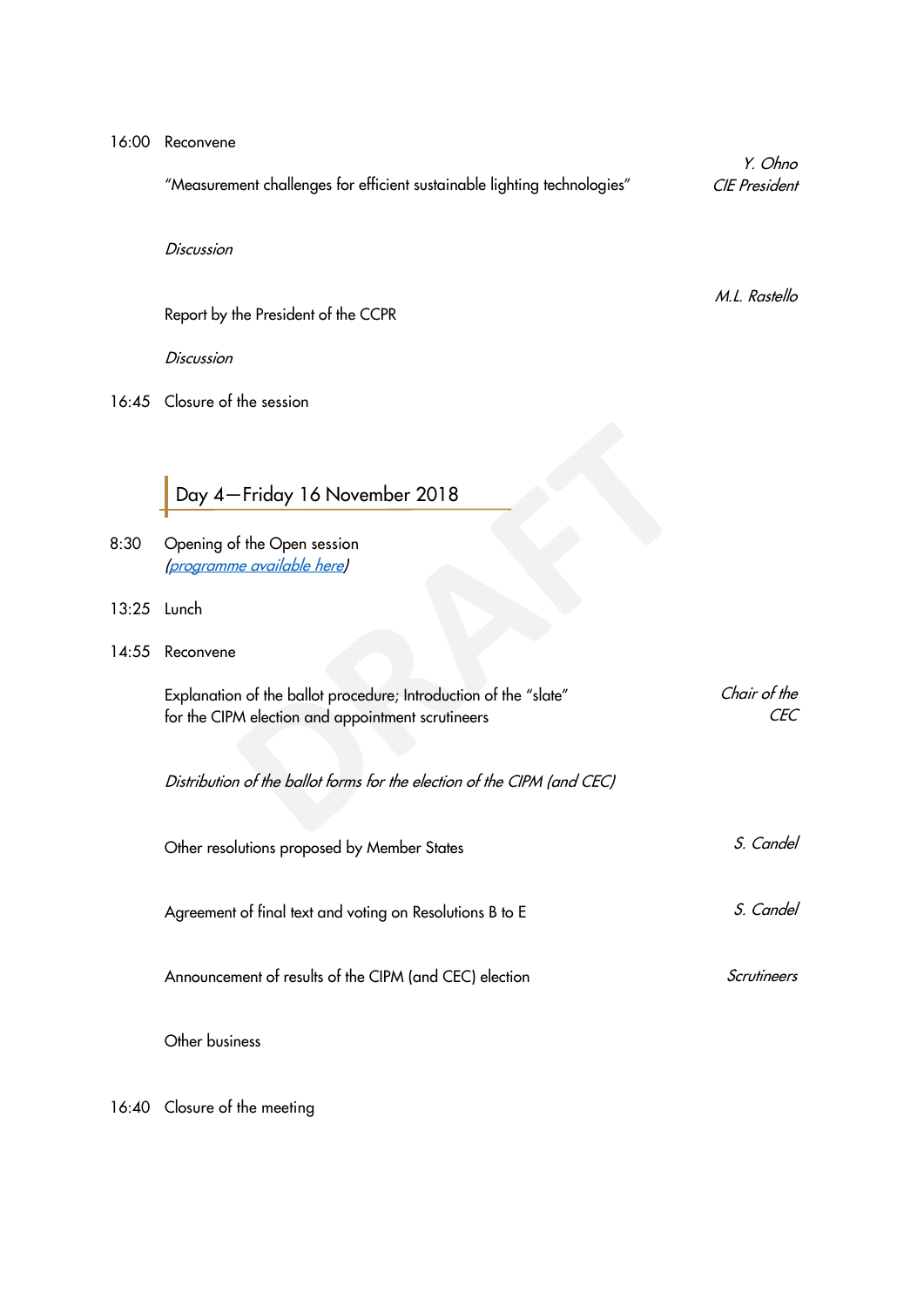16:00 Reconvene

"Measurement challenges for efficient sustainable lighting technologies" — *Y. Ohno, CIE President*

*Discussion*

Report by the President of the CCPR — *M.L. Rastello*

*Discussion*

16:45 Closure of the session

## Day 4—Friday 16 November 2018

8:30 Opening of the Open session
*(programme available here)*

13:25 Lunch

14:55 Reconvene

Explanation of the ballot procedure; Introduction of the "slate" for the CIPM election and appointment scrutineers — *Chair of the CEC*

*Distribution of the ballot forms for the election of the CIPM (and CEC)*

Other resolutions proposed by Member States — *S. Candel*

Agreement of final text and voting on Resolutions B to E — *S. Candel*

Announcement of results of the CIPM (and CEC) election — *Scrutineers*

Other business

16:40 Closure of the meeting